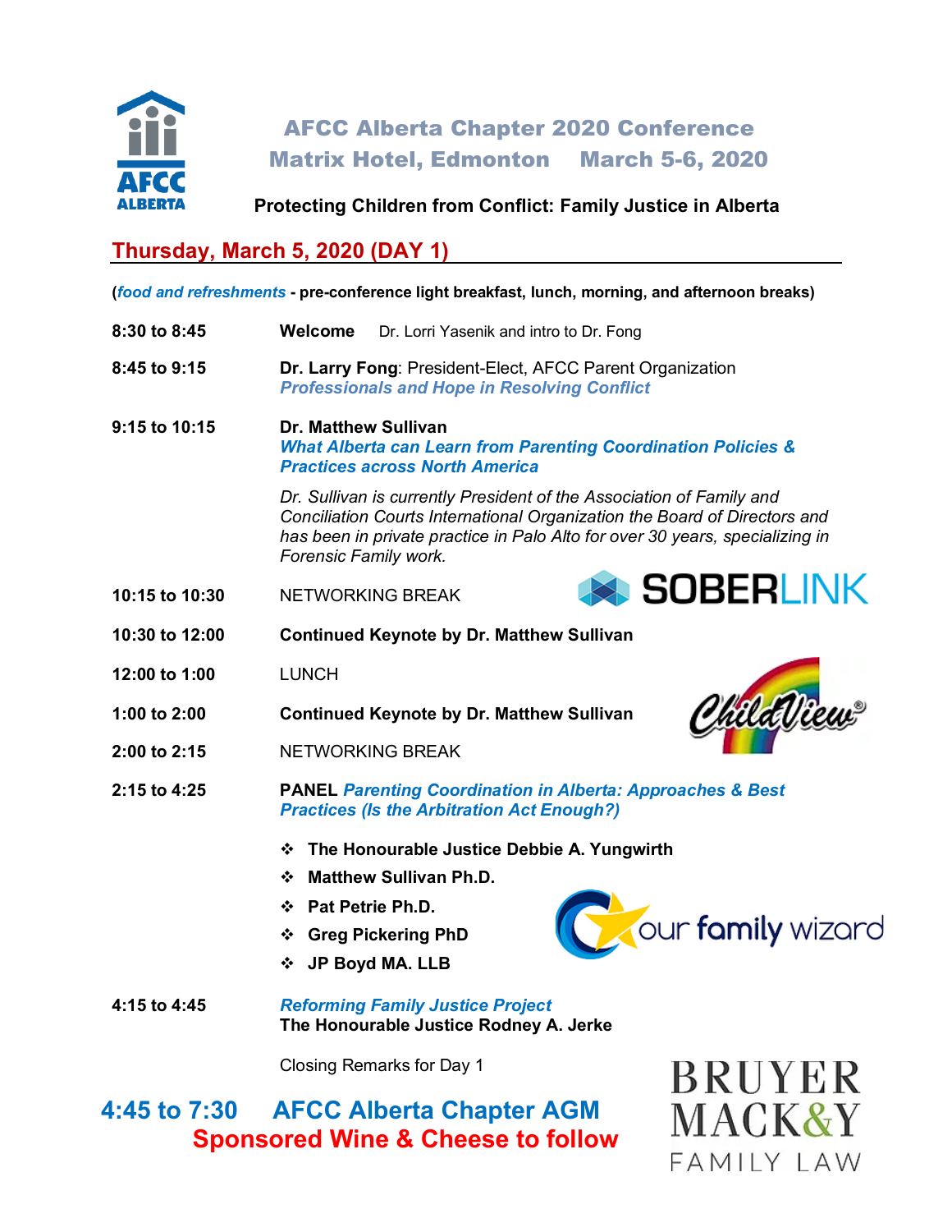# AFCC Alberta Chapter 2020 Conference

## Matrix Hotel, Edmonton March 5-6, 2020

**Protecting Children from Conflict: Family Justice in Alberta**

## Thursday, March 5, 2020 (DAY 1)

**(*food and refreshments* - pre-conference light breakfast, lunch, morning, and afternoon breaks)**

**8:30 to 8:45** **Welcome** Dr. Lorri Yasenik and intro to Dr. Fong

**8:45 to 9:15** **Dr. Larry Fong**: President-Elect, AFCC Parent Organization
***Professionals and Hope in Resolving Conflict***

**9:15 to 10:15** **Dr. Matthew Sullivan**
***What Alberta can Learn from Parenting Coordination Policies & Practices across North America***

*Dr. Sullivan is currently President of the Association of Family and Conciliation Courts International Organization the Board of Directors and has been in private practice in Palo Alto for over 30 years, specializing in Forensic Family work.*

**10:15 to 10:30** NETWORKING BREAK

**10:30 to 12:00** **Continued Keynote by Dr. Matthew Sullivan**

**12:00 to 1:00** LUNCH

**1:00 to 2:00** **Continued Keynote by Dr. Matthew Sullivan**

**2:00 to 2:15** NETWORKING BREAK

**2:15 to 4:25** **PANEL** ***Parenting Coordination in Alberta: Approaches & Best Practices (Is the Arbitration Act Enough?)***

- **The Honourable Justice Debbie A. Yungwirth**
- **Matthew Sullivan Ph.D.**
- **Pat Petrie Ph.D.**
- **Greg Pickering PhD**
- **JP Boyd MA. LLB**

**4:15 to 4:45** ***Reforming Family Justice Project***
**The Honourable Justice Rodney A. Jerke**

Closing Remarks for Day 1

**4:45 to 7:30 AFCC Alberta Chapter AGM**
**Sponsored Wine & Cheese to follow**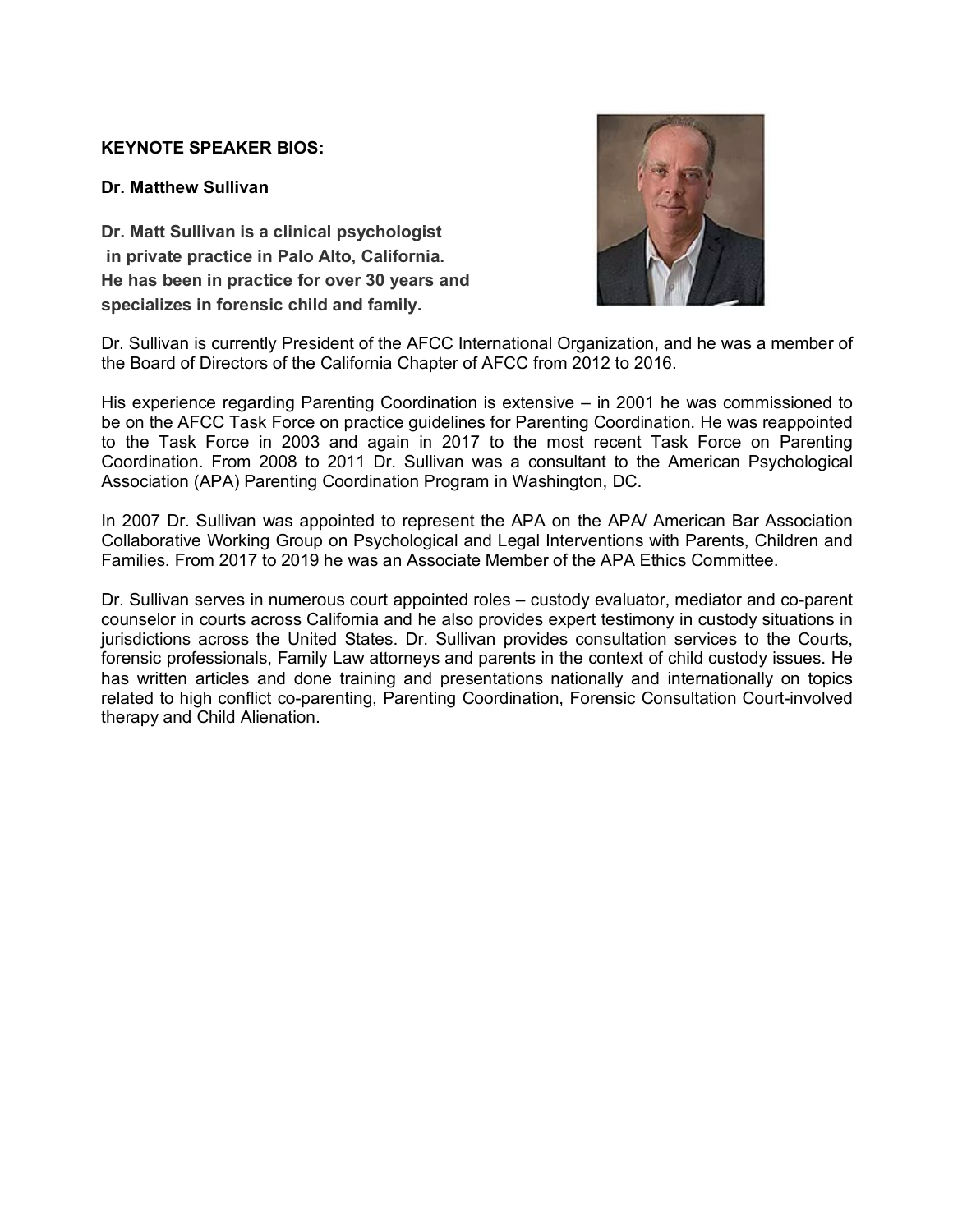**KEYNOTE SPEAKER BIOS:**

**Dr. Matthew Sullivan**

**Dr. Matt Sullivan is a clinical psychologist in private practice in Palo Alto, California. He has been in practice for over 30 years and specializes in forensic child and family.**

Dr. Sullivan is currently President of the AFCC International Organization, and he was a member of the Board of Directors of the California Chapter of AFCC from 2012 to 2016.

His experience regarding Parenting Coordination is extensive – in 2001 he was commissioned to be on the AFCC Task Force on practice guidelines for Parenting Coordination. He was reappointed to the Task Force in 2003 and again in 2017 to the most recent Task Force on Parenting Coordination. From 2008 to 2011 Dr. Sullivan was a consultant to the American Psychological Association (APA) Parenting Coordination Program in Washington, DC.

In 2007 Dr. Sullivan was appointed to represent the APA on the APA/ American Bar Association Collaborative Working Group on Psychological and Legal Interventions with Parents, Children and Families. From 2017 to 2019 he was an Associate Member of the APA Ethics Committee.

Dr. Sullivan serves in numerous court appointed roles – custody evaluator, mediator and co-parent counselor in courts across California and he also provides expert testimony in custody situations in jurisdictions across the United States. Dr. Sullivan provides consultation services to the Courts, forensic professionals, Family Law attorneys and parents in the context of child custody issues. He has written articles and done training and presentations nationally and internationally on topics related to high conflict co-parenting, Parenting Coordination, Forensic Consultation Court-involved therapy and Child Alienation.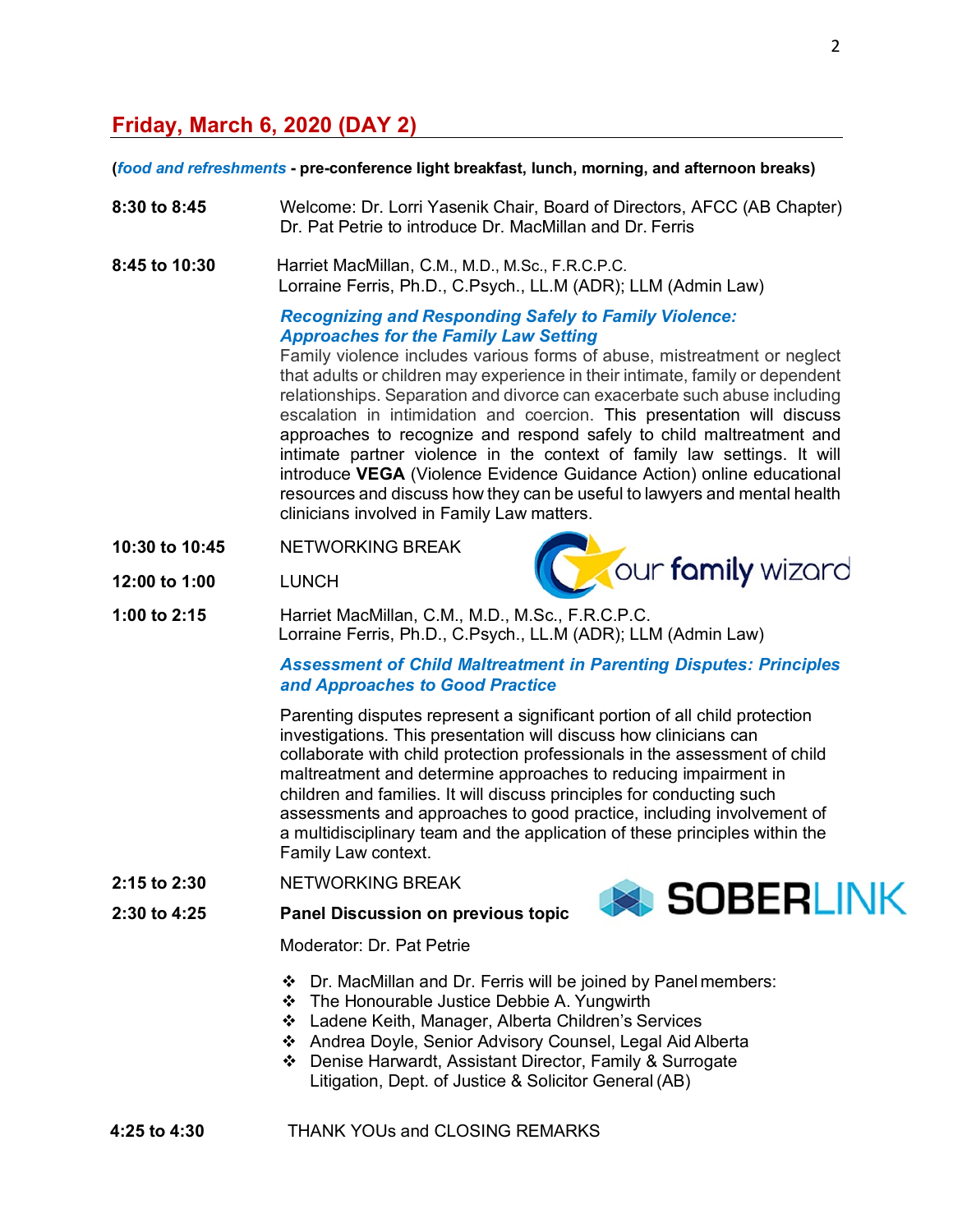## Friday, March 6, 2020 (DAY 2)

(*food and refreshments* - **pre-conference light breakfast, lunch, morning, and afternoon breaks)**

**8:30 to 8:45** Welcome: Dr. Lorri Yasenik Chair, Board of Directors, AFCC (AB Chapter)
Dr. Pat Petrie to introduce Dr. MacMillan and Dr. Ferris

**8:45 to 10:30** Harriet MacMillan, C.M., M.D., M.Sc., F.R.C.P.C.
Lorraine Ferris, Ph.D., C.Psych., LL.M (ADR); LLM (Admin Law)

***Recognizing and Responding Safely to Family Violence: Approaches for the Family Law Setting***

Family violence includes various forms of abuse, mistreatment or neglect that adults or children may experience in their intimate, family or dependent relationships. Separation and divorce can exacerbate such abuse including escalation in intimidation and coercion. This presentation will discuss approaches to recognize and respond safely to child maltreatment and intimate partner violence in the context of family law settings. It will introduce **VEGA** (Violence Evidence Guidance Action) online educational resources and discuss how they can be useful to lawyers and mental health clinicians involved in Family Law matters.

**10:30 to 10:45** NETWORKING BREAK

our family wizard

**12:00 to 1:00** LUNCH

**1:00 to 2:15** Harriet MacMillan, C.M., M.D., M.Sc., F.R.C.P.C.
Lorraine Ferris, Ph.D., C.Psych., LL.M (ADR); LLM (Admin Law)

***Assessment of Child Maltreatment in Parenting Disputes: Principles and Approaches to Good Practice***

Parenting disputes represent a significant portion of all child protection investigations. This presentation will discuss how clinicians can collaborate with child protection professionals in the assessment of child maltreatment and determine approaches to reducing impairment in children and families. It will discuss principles for conducting such assessments and approaches to good practice, including involvement of a multidisciplinary team and the application of these principles within the Family Law context.

**2:15 to 2:30** NETWORKING BREAK

SOBERLINK

**2:30 to 4:25** **Panel Discussion on previous topic**

Moderator: Dr. Pat Petrie

- Dr. MacMillan and Dr. Ferris will be joined by Panel members:
- The Honourable Justice Debbie A. Yungwirth
- Ladene Keith, Manager, Alberta Children's Services
- Andrea Doyle, Senior Advisory Counsel, Legal Aid Alberta
- Denise Harwardt, Assistant Director, Family & Surrogate Litigation, Dept. of Justice & Solicitor General (AB)

**4:25 to 4:30** THANK YOUs and CLOSING REMARKS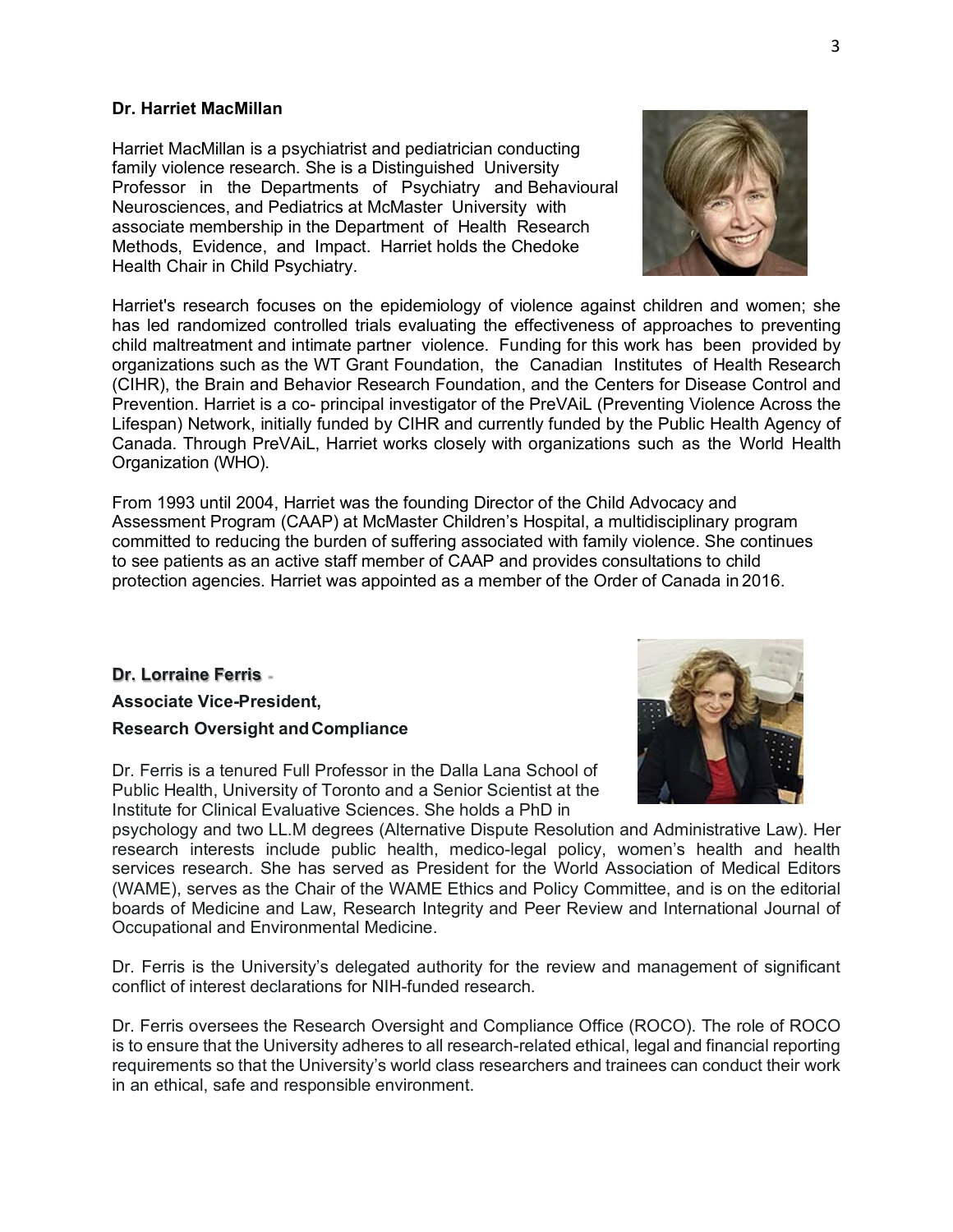**Dr. Harriet MacMillan**

Harriet MacMillan is a psychiatrist and pediatrician conducting family violence research. She is a Distinguished University Professor in the Departments of Psychiatry and Behavioural Neurosciences, and Pediatrics at McMaster University with associate membership in the Department of Health Research Methods, Evidence, and Impact. Harriet holds the Chedoke Health Chair in Child Psychiatry.

Harriet's research focuses on the epidemiology of violence against children and women; she has led randomized controlled trials evaluating the effectiveness of approaches to preventing child maltreatment and intimate partner violence. Funding for this work has been provided by organizations such as the WT Grant Foundation, the Canadian Institutes of Health Research (CIHR), the Brain and Behavior Research Foundation, and the Centers for Disease Control and Prevention. Harriet is a co- principal investigator of the PreVAiL (Preventing Violence Across the Lifespan) Network, initially funded by CIHR and currently funded by the Public Health Agency of Canada. Through PreVAiL, Harriet works closely with organizations such as the World Health Organization (WHO).

From 1993 until 2004, Harriet was the founding Director of the Child Advocacy and Assessment Program (CAAP) at McMaster Children's Hospital, a multidisciplinary program committed to reducing the burden of suffering associated with family violence. She continues to see patients as an active staff member of CAAP and provides consultations to child protection agencies. Harriet was appointed as a member of the Order of Canada in 2016.

**Dr. Lorraine Ferris** -

**Associate Vice-President,**

**Research Oversight and Compliance**

Dr. Ferris is a tenured Full Professor in the Dalla Lana School of Public Health, University of Toronto and a Senior Scientist at the Institute for Clinical Evaluative Sciences. She holds a PhD in psychology and two LL.M degrees (Alternative Dispute Resolution and Administrative Law). Her research interests include public health, medico-legal policy, women's health and health services research. She has served as President for the World Association of Medical Editors (WAME), serves as the Chair of the WAME Ethics and Policy Committee, and is on the editorial boards of Medicine and Law, Research Integrity and Peer Review and International Journal of Occupational and Environmental Medicine.

Dr. Ferris is the University's delegated authority for the review and management of significant conflict of interest declarations for NIH-funded research.

Dr. Ferris oversees the Research Oversight and Compliance Office (ROCO). The role of ROCO is to ensure that the University adheres to all research-related ethical, legal and financial reporting requirements so that the University's world class researchers and trainees can conduct their work in an ethical, safe and responsible environment.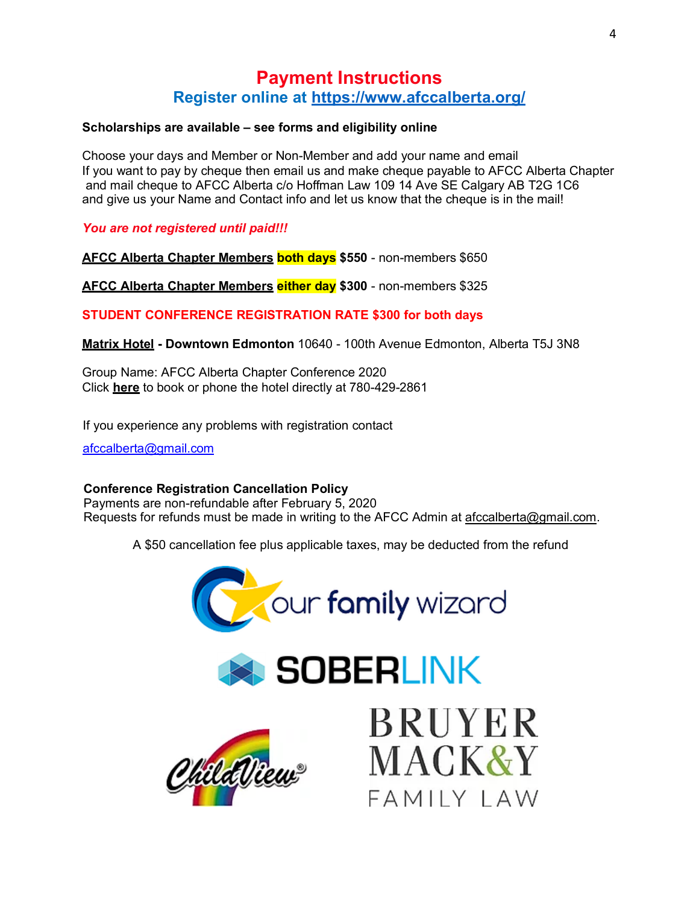# Payment Instructions

## Register online at https://www.afccalberta.org/

**Scholarships are available – see forms and eligibility online**

Choose your days and Member or Non-Member and add your name and email
If you want to pay by cheque then email us and make cheque payable to AFCC Alberta Chapter and mail cheque to AFCC Alberta c/o Hoffman Law 109 14 Ave SE Calgary AB T2G 1C6 and give us your Name and Contact info and let us know that the cheque is in the mail!

***You are not registered until paid!!!***

**AFCC Alberta Chapter Members both days $550** - non-members $650

**AFCC Alberta Chapter Members either day $300** - non-members $325

**STUDENT CONFERENCE REGISTRATION RATE $300 for both days**

**Matrix Hotel - Downtown Edmonton** 10640 - 100th Avenue Edmonton, Alberta T5J 3N8

Group Name: AFCC Alberta Chapter Conference 2020
Click **here** to book or phone the hotel directly at 780-429-2861

If you experience any problems with registration contact

afccalberta@gmail.com

**Conference Registration Cancellation Policy**
Payments are non-refundable after February 5, 2020
Requests for refunds must be made in writing to the AFCC Admin at afccalberta@gmail.com.

A $50 cancellation fee plus applicable taxes, may be deducted from the refund

our family wizard

SOBERLINK

ChildView®

BRUYER MACK&Y FAMILY LAW